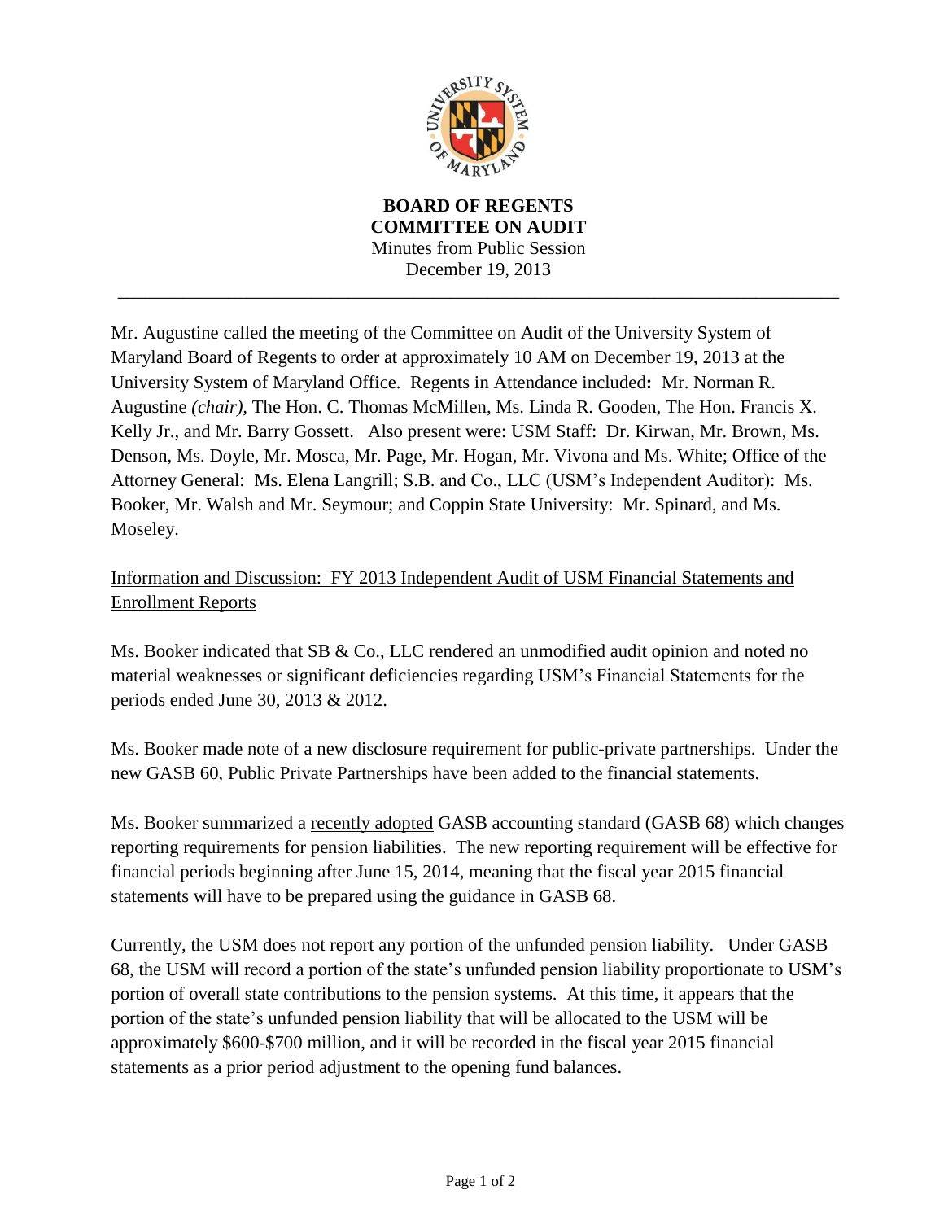**BOARD OF REGENTS**
**COMMITTEE ON AUDIT**
Minutes from Public Session
December 19, 2013

---

Mr. Augustine called the meeting of the Committee on Audit of the University System of Maryland Board of Regents to order at approximately 10 AM on December 19, 2013 at the University System of Maryland Office. Regents in Attendance included**:** Mr. Norman R. Augustine *(chair),* The Hon. C. Thomas McMillen, Ms. Linda R. Gooden, The Hon. Francis X. Kelly Jr., and Mr. Barry Gossett. Also present were: USM Staff: Dr. Kirwan, Mr. Brown, Ms. Denson, Ms. Doyle, Mr. Mosca, Mr. Page, Mr. Hogan, Mr. Vivona and Ms. White; Office of the Attorney General: Ms. Elena Langrill; S.B. and Co., LLC (USM's Independent Auditor): Ms. Booker, Mr. Walsh and Mr. Seymour; and Coppin State University: Mr. Spinard, and Ms. Moseley.

<u>Information and Discussion: FY 2013 Independent Audit of USM Financial Statements and Enrollment Reports</u>

Ms. Booker indicated that SB & Co., LLC rendered an unmodified audit opinion and noted no material weaknesses or significant deficiencies regarding USM's Financial Statements for the periods ended June 30, 2013 & 2012.

Ms. Booker made note of a new disclosure requirement for public-private partnerships. Under the new GASB 60, Public Private Partnerships have been added to the financial statements.

Ms. Booker summarized a <u>recently adopted</u> GASB accounting standard (GASB 68) which changes reporting requirements for pension liabilities. The new reporting requirement will be effective for financial periods beginning after June 15, 2014, meaning that the fiscal year 2015 financial statements will have to be prepared using the guidance in GASB 68.

Currently, the USM does not report any portion of the unfunded pension liability. Under GASB 68, the USM will record a portion of the state's unfunded pension liability proportionate to USM's portion of overall state contributions to the pension systems. At this time, it appears that the portion of the state's unfunded pension liability that will be allocated to the USM will be approximately $600-$700 million, and it will be recorded in the fiscal year 2015 financial statements as a prior period adjustment to the opening fund balances.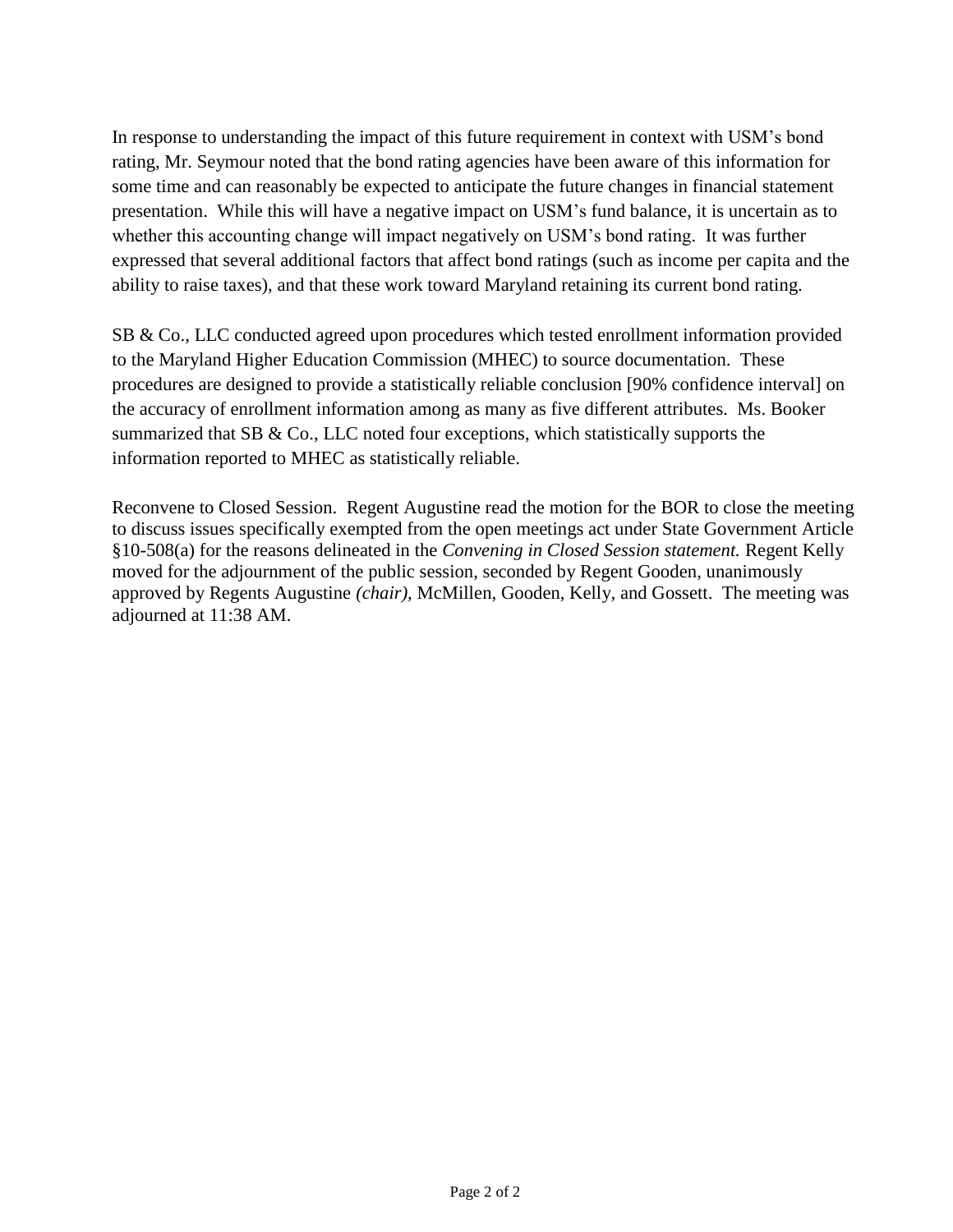In response to understanding the impact of this future requirement in context with USM's bond rating, Mr. Seymour noted that the bond rating agencies have been aware of this information for some time and can reasonably be expected to anticipate the future changes in financial statement presentation. While this will have a negative impact on USM's fund balance, it is uncertain as to whether this accounting change will impact negatively on USM's bond rating. It was further expressed that several additional factors that affect bond ratings (such as income per capita and the ability to raise taxes), and that these work toward Maryland retaining its current bond rating.

SB & Co., LLC conducted agreed upon procedures which tested enrollment information provided to the Maryland Higher Education Commission (MHEC) to source documentation. These procedures are designed to provide a statistically reliable conclusion [90% confidence interval] on the accuracy of enrollment information among as many as five different attributes. Ms. Booker summarized that SB & Co., LLC noted four exceptions, which statistically supports the information reported to MHEC as statistically reliable.

Reconvene to Closed Session. Regent Augustine read the motion for the BOR to close the meeting to discuss issues specifically exempted from the open meetings act under State Government Article §10-508(a) for the reasons delineated in the *Convening in Closed Session statement.* Regent Kelly moved for the adjournment of the public session, seconded by Regent Gooden, unanimously approved by Regents Augustine *(chair),* McMillen, Gooden, Kelly, and Gossett. The meeting was adjourned at 11:38 AM.